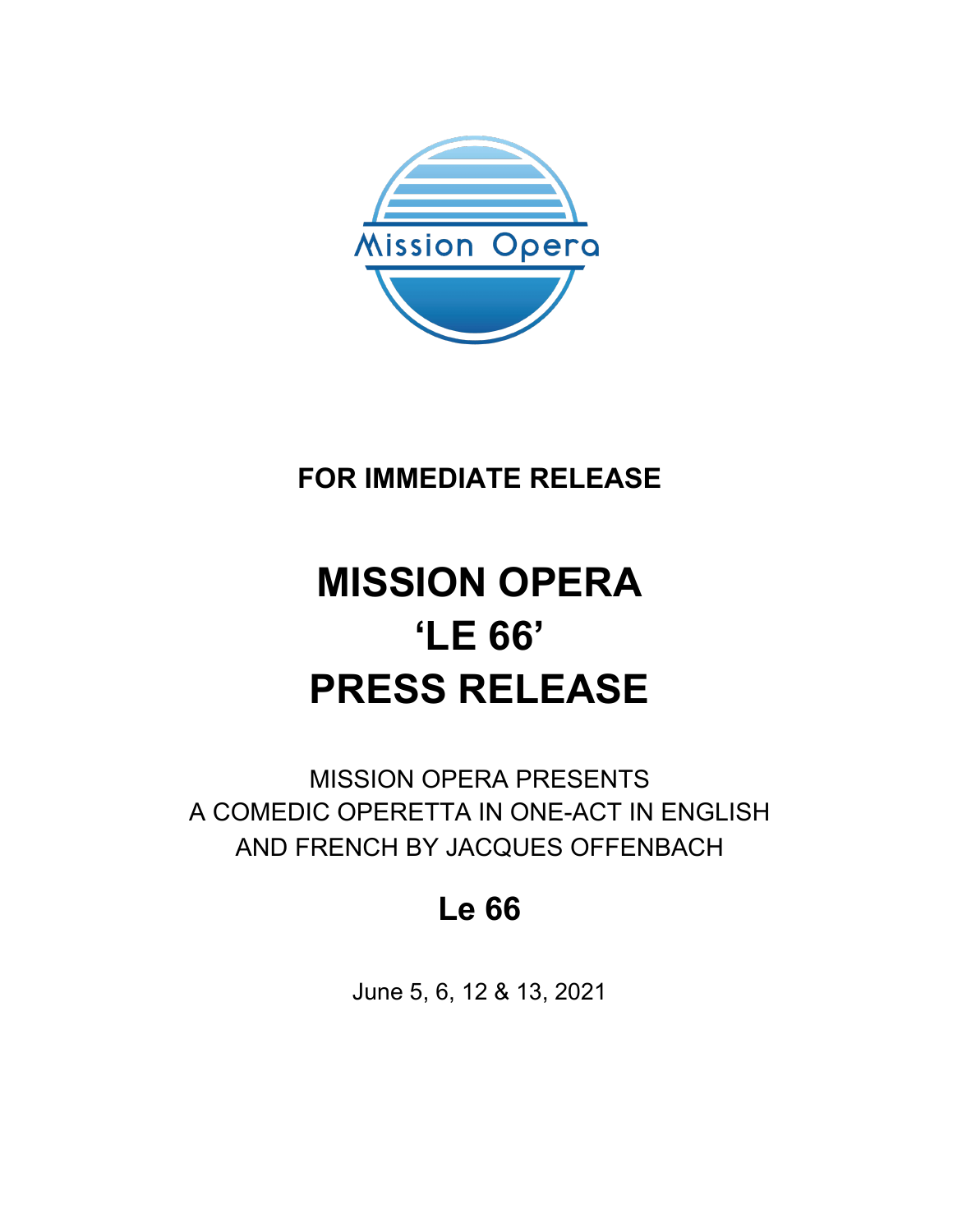Mission Opera

**FOR IMMEDIATE RELEASE**

# MISSION OPERA
# 'LE 66'
# PRESS RELEASE

MISSION OPERA PRESENTS
A COMEDIC OPERETTA IN ONE-ACT IN ENGLISH
AND FRENCH BY JACQUES OFFENBACH

## Le 66

June 5, 6, 12 & 13, 2021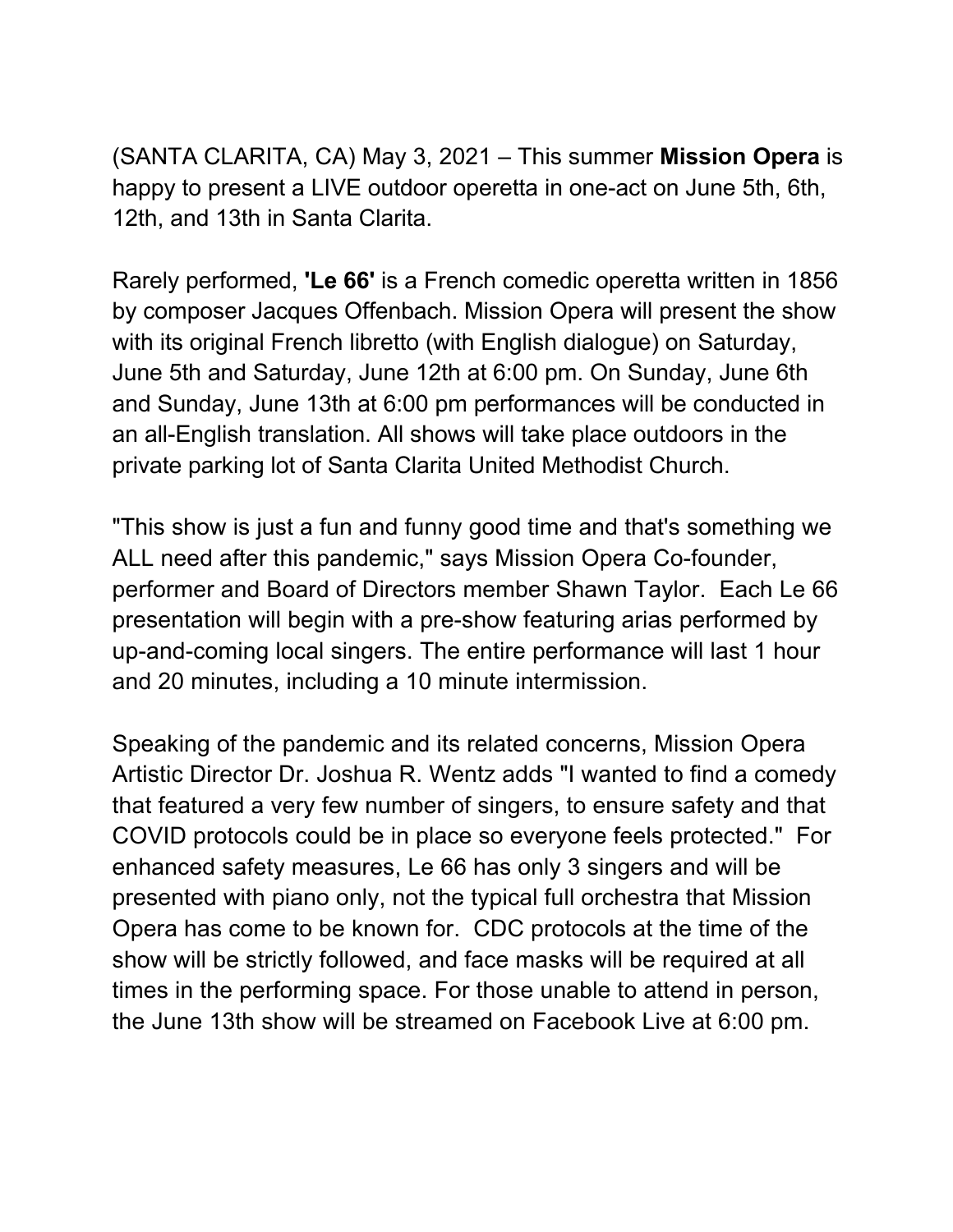(SANTA CLARITA, CA) May 3, 2021 – This summer **Mission Opera** is happy to present a LIVE outdoor operetta in one-act on June 5th, 6th, 12th, and 13th in Santa Clarita.

Rarely performed, **'Le 66'** is a French comedic operetta written in 1856 by composer Jacques Offenbach. Mission Opera will present the show with its original French libretto (with English dialogue) on Saturday, June 5th and Saturday, June 12th at 6:00 pm. On Sunday, June 6th and Sunday, June 13th at 6:00 pm performances will be conducted in an all-English translation. All shows will take place outdoors in the private parking lot of Santa Clarita United Methodist Church.

"This show is just a fun and funny good time and that's something we ALL need after this pandemic," says Mission Opera Co-founder, performer and Board of Directors member Shawn Taylor. Each Le 66 presentation will begin with a pre-show featuring arias performed by up-and-coming local singers. The entire performance will last 1 hour and 20 minutes, including a 10 minute intermission.

Speaking of the pandemic and its related concerns, Mission Opera Artistic Director Dr. Joshua R. Wentz adds "I wanted to find a comedy that featured a very few number of singers, to ensure safety and that COVID protocols could be in place so everyone feels protected." For enhanced safety measures, Le 66 has only 3 singers and will be presented with piano only, not the typical full orchestra that Mission Opera has come to be known for. CDC protocols at the time of the show will be strictly followed, and face masks will be required at all times in the performing space. For those unable to attend in person, the June 13th show will be streamed on Facebook Live at 6:00 pm.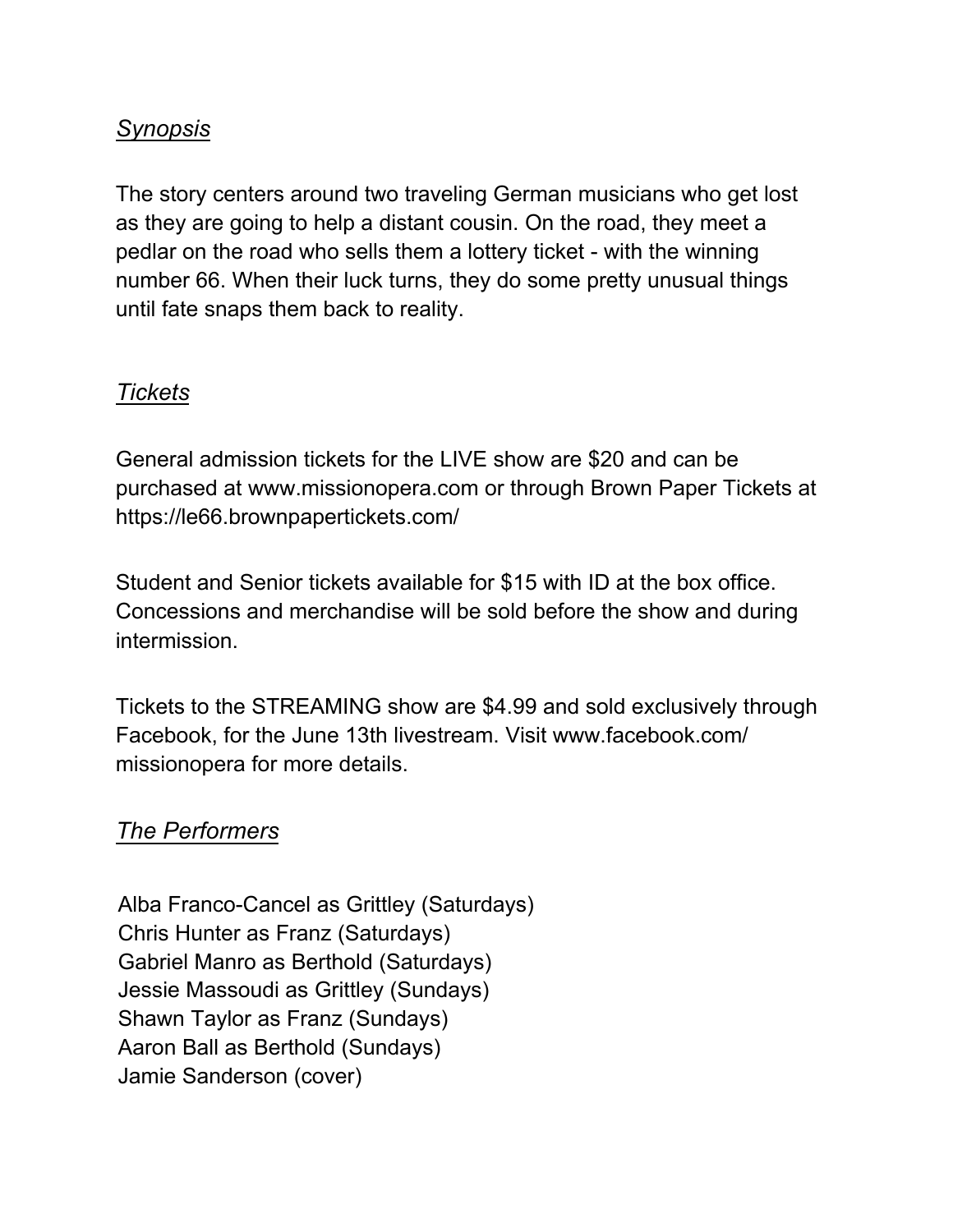## *Synopsis*

The story centers around two traveling German musicians who get lost as they are going to help a distant cousin. On the road, they meet a pedlar on the road who sells them a lottery ticket - with the winning number 66. When their luck turns, they do some pretty unusual things until fate snaps them back to reality.

## *Tickets*

General admission tickets for the LIVE show are $20 and can be purchased at www.missionopera.com or through Brown Paper Tickets at https://le66.brownpapertickets.com/

Student and Senior tickets available for $15 with ID at the box office. Concessions and merchandise will be sold before the show and during intermission.

Tickets to the STREAMING show are $4.99 and sold exclusively through Facebook, for the June 13th livestream. Visit www.facebook.com/missionopera for more details.

## *The Performers*

Alba Franco-Cancel as Grittley (Saturdays)
Chris Hunter as Franz (Saturdays)
Gabriel Manro as Berthold (Saturdays)
Jessie Massoudi as Grittley (Sundays)
Shawn Taylor as Franz (Sundays)
Aaron Ball as Berthold (Sundays)
Jamie Sanderson (cover)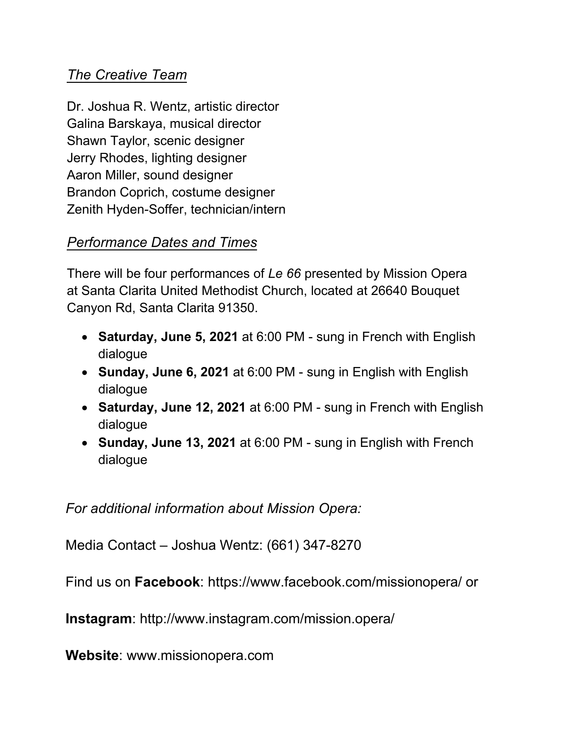## *The Creative Team*

Dr. Joshua R. Wentz, artistic director
Galina Barskaya, musical director
Shawn Taylor, scenic designer
Jerry Rhodes, lighting designer
Aaron Miller, sound designer
Brandon Coprich, costume designer
Zenith Hyden-Soffer, technician/intern

## *Performance Dates and Times*

There will be four performances of *Le 66* presented by Mission Opera at Santa Clarita United Methodist Church, located at 26640 Bouquet Canyon Rd, Santa Clarita 91350.

- **Saturday, June 5, 2021** at 6:00 PM - sung in French with English dialogue
- **Sunday, June 6, 2021** at 6:00 PM - sung in English with English dialogue
- **Saturday, June 12, 2021** at 6:00 PM - sung in French with English dialogue
- **Sunday, June 13, 2021** at 6:00 PM - sung in English with French dialogue

*For additional information about Mission Opera:*

Media Contact – Joshua Wentz: (661) 347-8270

Find us on **Facebook**: https://www.facebook.com/missionopera/ or

**Instagram**: http://www.instagram.com/mission.opera/

**Website**: www.missionopera.com